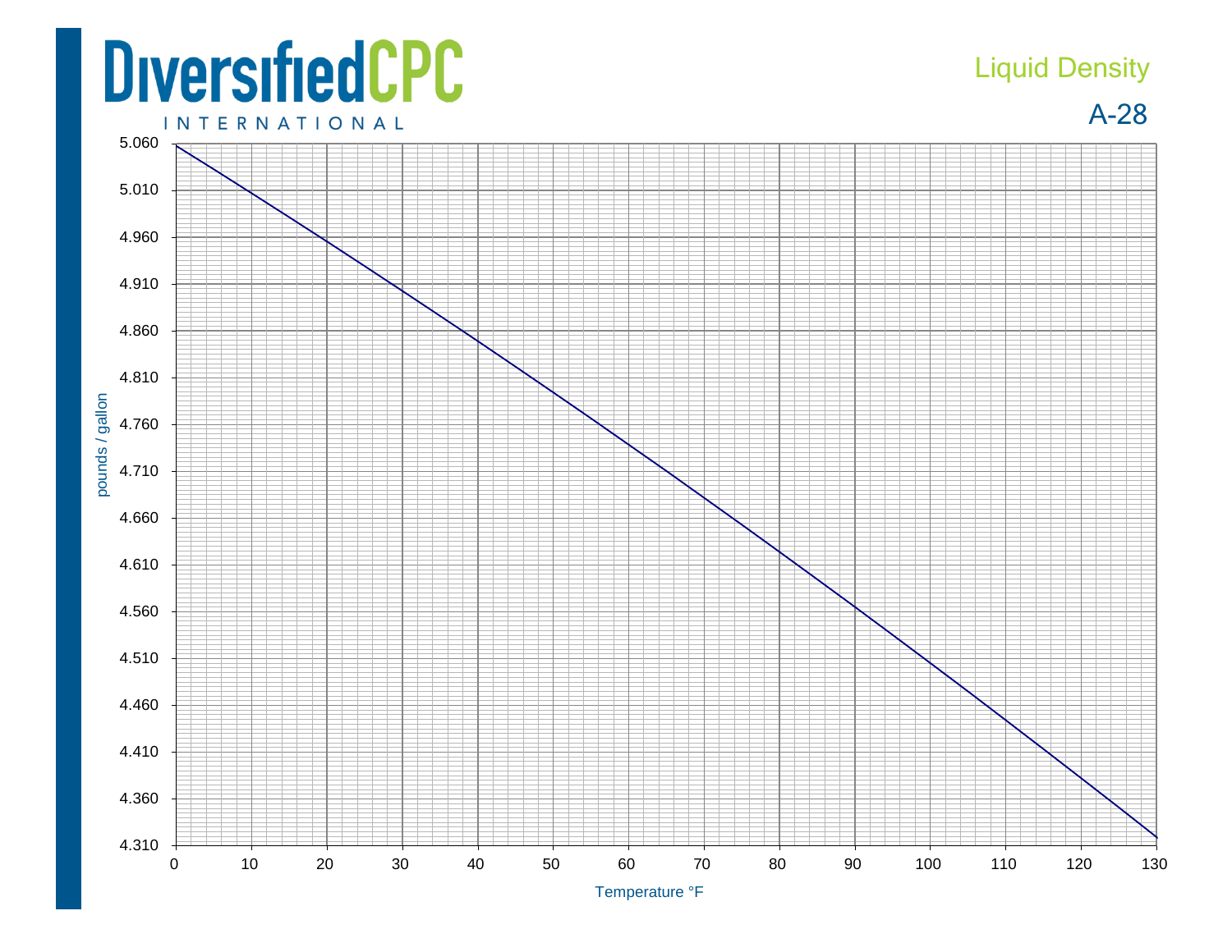DiversifiedCPC

INTERNATIONAL

# Liquid Density

## A-28

pounds / gallon

5.060
5.010
4.960
4.910
4.860
4.810
4.760
4.710
4.660
4.610
4.560
4.510
4.460
4.410
4.360
4.310

0 10 20 30 40 50 60 70 80 90 100 110 120 130

Temperature °F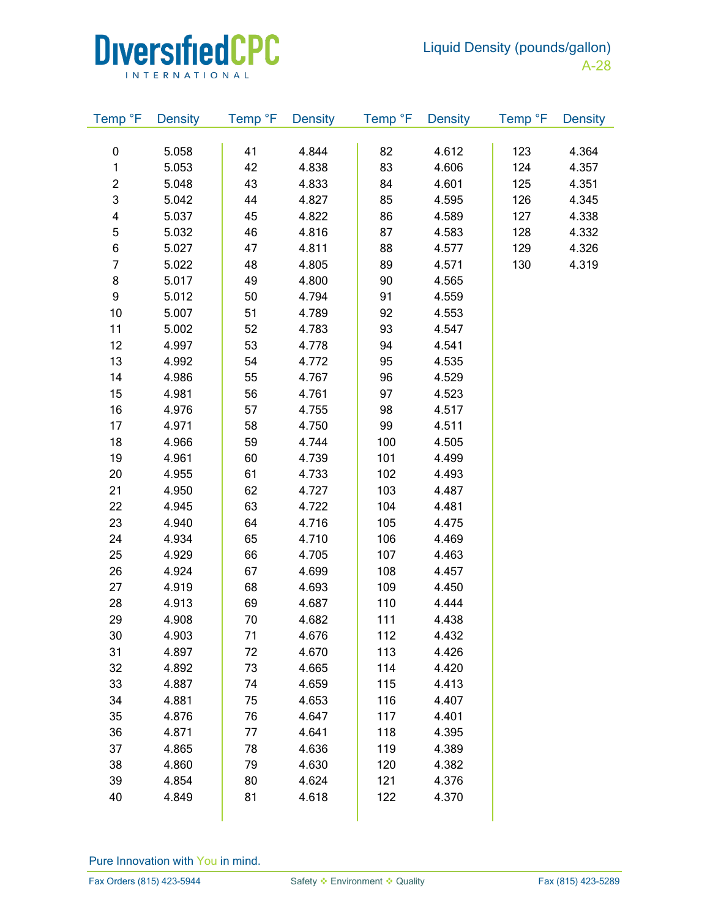# Liquid Density (pounds/gallon)

A-28

| Temp °F | Density | Temp °F | Density | Temp °F | Density | Temp °F | Density |
|---|---|---|---|---|---|---|---|
| 0 | 5.058 | 41 | 4.844 | 82 | 4.612 | 123 | 4.364 |
| 1 | 5.053 | 42 | 4.838 | 83 | 4.606 | 124 | 4.357 |
| 2 | 5.048 | 43 | 4.833 | 84 | 4.601 | 125 | 4.351 |
| 3 | 5.042 | 44 | 4.827 | 85 | 4.595 | 126 | 4.345 |
| 4 | 5.037 | 45 | 4.822 | 86 | 4.589 | 127 | 4.338 |
| 5 | 5.032 | 46 | 4.816 | 87 | 4.583 | 128 | 4.332 |
| 6 | 5.027 | 47 | 4.811 | 88 | 4.577 | 129 | 4.326 |
| 7 | 5.022 | 48 | 4.805 | 89 | 4.571 | 130 | 4.319 |
| 8 | 5.017 | 49 | 4.800 | 90 | 4.565 | | |
| 9 | 5.012 | 50 | 4.794 | 91 | 4.559 | | |
| 10 | 5.007 | 51 | 4.789 | 92 | 4.553 | | |
| 11 | 5.002 | 52 | 4.783 | 93 | 4.547 | | |
| 12 | 4.997 | 53 | 4.778 | 94 | 4.541 | | |
| 13 | 4.992 | 54 | 4.772 | 95 | 4.535 | | |
| 14 | 4.986 | 55 | 4.767 | 96 | 4.529 | | |
| 15 | 4.981 | 56 | 4.761 | 97 | 4.523 | | |
| 16 | 4.976 | 57 | 4.755 | 98 | 4.517 | | |
| 17 | 4.971 | 58 | 4.750 | 99 | 4.511 | | |
| 18 | 4.966 | 59 | 4.744 | 100 | 4.505 | | |
| 19 | 4.961 | 60 | 4.739 | 101 | 4.499 | | |
| 20 | 4.955 | 61 | 4.733 | 102 | 4.493 | | |
| 21 | 4.950 | 62 | 4.727 | 103 | 4.487 | | |
| 22 | 4.945 | 63 | 4.722 | 104 | 4.481 | | |
| 23 | 4.940 | 64 | 4.716 | 105 | 4.475 | | |
| 24 | 4.934 | 65 | 4.710 | 106 | 4.469 | | |
| 25 | 4.929 | 66 | 4.705 | 107 | 4.463 | | |
| 26 | 4.924 | 67 | 4.699 | 108 | 4.457 | | |
| 27 | 4.919 | 68 | 4.693 | 109 | 4.450 | | |
| 28 | 4.913 | 69 | 4.687 | 110 | 4.444 | | |
| 29 | 4.908 | 70 | 4.682 | 111 | 4.438 | | |
| 30 | 4.903 | 71 | 4.676 | 112 | 4.432 | | |
| 31 | 4.897 | 72 | 4.670 | 113 | 4.426 | | |
| 32 | 4.892 | 73 | 4.665 | 114 | 4.420 | | |
| 33 | 4.887 | 74 | 4.659 | 115 | 4.413 | | |
| 34 | 4.881 | 75 | 4.653 | 116 | 4.407 | | |
| 35 | 4.876 | 76 | 4.647 | 117 | 4.401 | | |
| 36 | 4.871 | 77 | 4.641 | 118 | 4.395 | | |
| 37 | 4.865 | 78 | 4.636 | 119 | 4.389 | | |
| 38 | 4.860 | 79 | 4.630 | 120 | 4.382 | | |
| 39 | 4.854 | 80 | 4.624 | 121 | 4.376 | | |
| 40 | 4.849 | 81 | 4.618 | 122 | 4.370 | | |

Pure Innovation with You in mind.

Fax Orders (815) 423-5944 — Safety ❖ Environment ❖ Quality — Fax (815) 423-5289